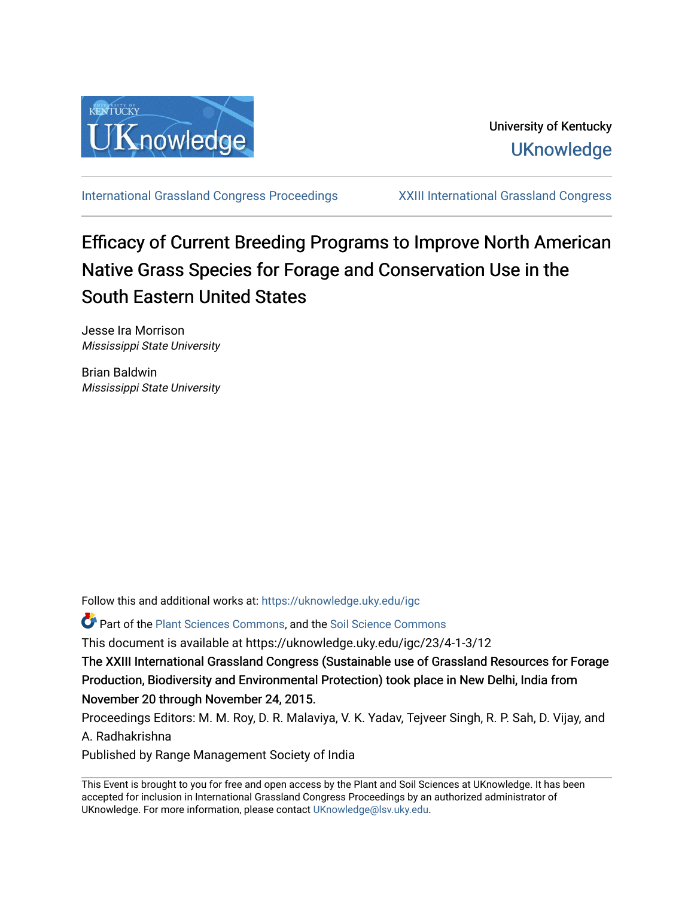University of Kentucky

UKnowledge

International Grassland Congress Proceedings | XXIII International Grassland Congress

# Efficacy of Current Breeding Programs to Improve North American Native Grass Species for Forage and Conservation Use in the South Eastern United States

Jesse Ira Morrison
*Mississippi State University*

Brian Baldwin
*Mississippi State University*

Follow this and additional works at: https://uknowledge.uky.edu/igc

Part of the Plant Sciences Commons, and the Soil Science Commons

This document is available at https://uknowledge.uky.edu/igc/23/4-1-3/12

The XXIII International Grassland Congress (Sustainable use of Grassland Resources for Forage Production, Biodiversity and Environmental Protection) took place in New Delhi, India from November 20 through November 24, 2015.

Proceedings Editors: M. M. Roy, D. R. Malaviya, V. K. Yadav, Tejveer Singh, R. P. Sah, D. Vijay, and A. Radhakrishna

Published by Range Management Society of India

This Event is brought to you for free and open access by the Plant and Soil Sciences at UKnowledge. It has been accepted for inclusion in International Grassland Congress Proceedings by an authorized administrator of UKnowledge. For more information, please contact UKnowledge@lsv.uky.edu.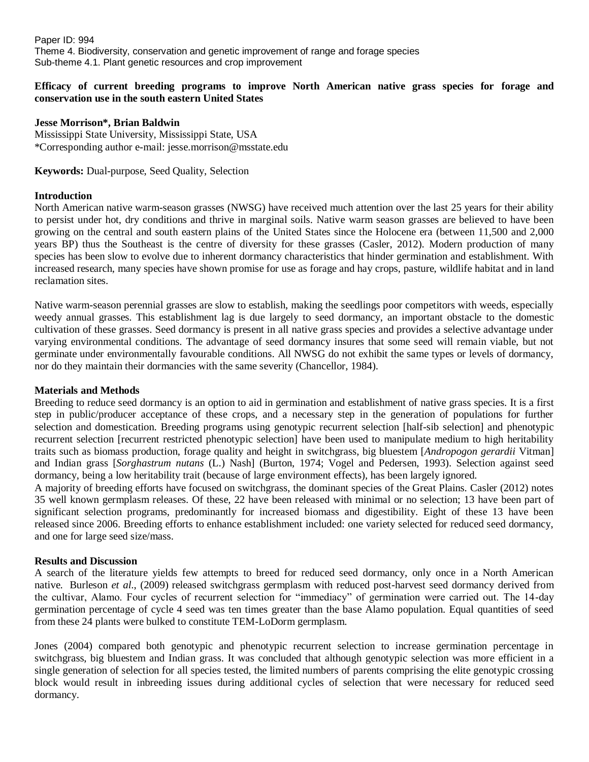Paper ID: 994
Theme 4. Biodiversity, conservation and genetic improvement of range and forage species
Sub-theme 4.1. Plant genetic resources and crop improvement

# Efficacy of current breeding programs to improve North American native grass species for forage and conservation use in the south eastern United States

**Jesse Morrison\*, Brian Baldwin**
Mississippi State University, Mississippi State, USA
\*Corresponding author e-mail: jesse.morrison@msstate.edu

**Keywords:** Dual-purpose, Seed Quality, Selection

## Introduction

North American native warm-season grasses (NWSG) have received much attention over the last 25 years for their ability to persist under hot, dry conditions and thrive in marginal soils. Native warm season grasses are believed to have been growing on the central and south eastern plains of the United States since the Holocene era (between 11,500 and 2,000 years BP) thus the Southeast is the centre of diversity for these grasses (Casler, 2012). Modern production of many species has been slow to evolve due to inherent dormancy characteristics that hinder germination and establishment. With increased research, many species have shown promise for use as forage and hay crops, pasture, wildlife habitat and in land reclamation sites.

Native warm-season perennial grasses are slow to establish, making the seedlings poor competitors with weeds, especially weedy annual grasses. This establishment lag is due largely to seed dormancy, an important obstacle to the domestic cultivation of these grasses. Seed dormancy is present in all native grass species and provides a selective advantage under varying environmental conditions. The advantage of seed dormancy insures that some seed will remain viable, but not germinate under environmentally favourable conditions. All NWSG do not exhibit the same types or levels of dormancy, nor do they maintain their dormancies with the same severity (Chancellor, 1984).

## Materials and Methods

Breeding to reduce seed dormancy is an option to aid in germination and establishment of native grass species. It is a first step in public/producer acceptance of these crops, and a necessary step in the generation of populations for further selection and domestication. Breeding programs using genotypic recurrent selection [half-sib selection] and phenotypic recurrent selection [recurrent restricted phenotypic selection] have been used to manipulate medium to high heritability traits such as biomass production, forage quality and height in switchgrass, big bluestem [*Andropogon gerardii* Vitman] and Indian grass [*Sorghastrum nutans* (L.) Nash] (Burton, 1974; Vogel and Pedersen, 1993). Selection against seed dormancy, being a low heritability trait (because of large environment effects), has been largely ignored.

A majority of breeding efforts have focused on switchgrass, the dominant species of the Great Plains. Casler (2012) notes 35 well known germplasm releases. Of these, 22 have been released with minimal or no selection; 13 have been part of significant selection programs, predominantly for increased biomass and digestibility. Eight of these 13 have been released since 2006. Breeding efforts to enhance establishment included: one variety selected for reduced seed dormancy, and one for large seed size/mass.

## Results and Discussion

A search of the literature yields few attempts to breed for reduced seed dormancy, only once in a North American native. Burleson *et al*., (2009) released switchgrass germplasm with reduced post-harvest seed dormancy derived from the cultivar, Alamo. Four cycles of recurrent selection for "immediacy" of germination were carried out. The 14-day germination percentage of cycle 4 seed was ten times greater than the base Alamo population. Equal quantities of seed from these 24 plants were bulked to constitute TEM-LoDorm germplasm.

Jones (2004) compared both genotypic and phenotypic recurrent selection to increase germination percentage in switchgrass, big bluestem and Indian grass. It was concluded that although genotypic selection was more efficient in a single generation of selection for all species tested, the limited numbers of parents comprising the elite genotypic crossing block would result in inbreeding issues during additional cycles of selection that were necessary for reduced seed dormancy.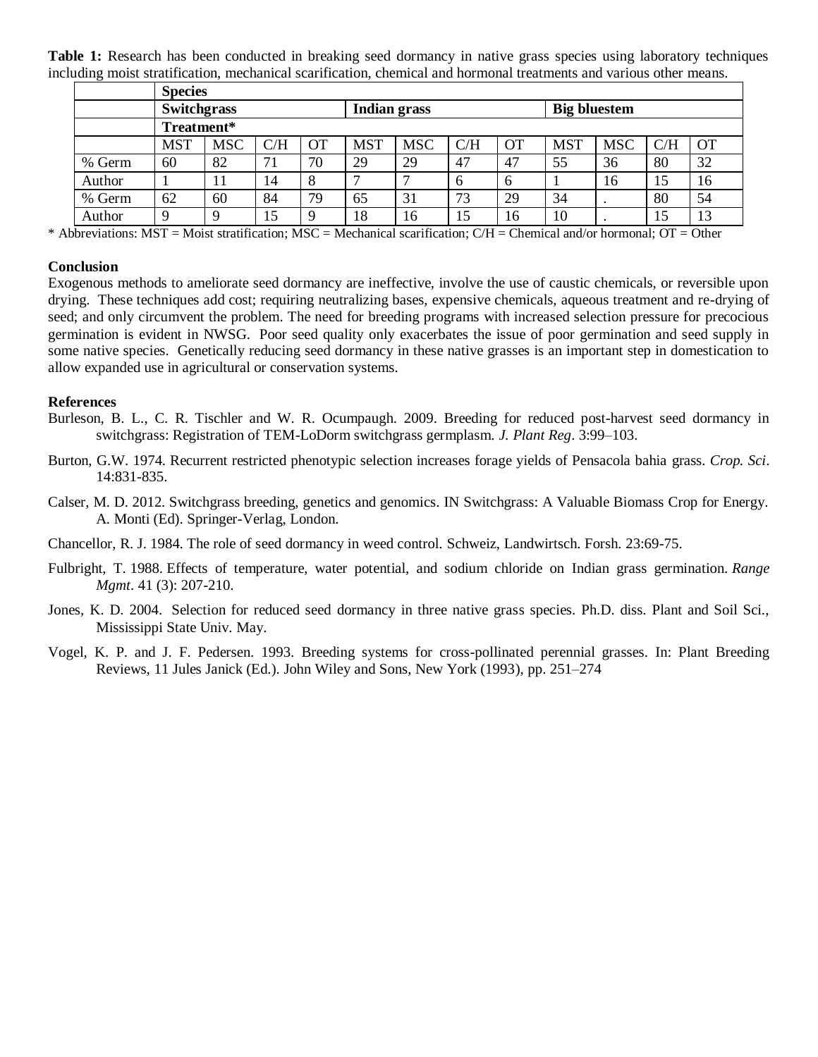**Table 1:** Research has been conducted in breaking seed dormancy in native grass species using laboratory techniques including moist stratification, mechanical scarification, chemical and hormonal treatments and various other means.

| | **Species** | | | | | | | | | | | |
|---|---|---|---|---|---|---|---|---|---|---|---|---|
| | **Switchgrass** | | | | **Indian grass** | | | | **Big bluestem** | | | |
| | **Treatment*** | | | | | | | | | | | |
| | MST | MSC | C/H | OT | MST | MSC | C/H | OT | MST | MSC | C/H | OT |
| % Germ | 60 | 82 | 71 | 70 | 29 | 29 | 47 | 47 | 55 | 36 | 80 | 32 |
| Author | 1 | 11 | 14 | 8 | 7 | 7 | 6 | 6 | 1 | 16 | 15 | 16 |
| % Germ | 62 | 60 | 84 | 79 | 65 | 31 | 73 | 29 | 34 | . | 80 | 54 |
| Author | 9 | 9 | 15 | 9 | 18 | 16 | 15 | 16 | 10 | . | 15 | 13 |

* Abbreviations: MST = Moist stratification; MSC = Mechanical scarification; C/H = Chemical and/or hormonal; OT = Other

## Conclusion

Exogenous methods to ameliorate seed dormancy are ineffective, involve the use of caustic chemicals, or reversible upon drying. These techniques add cost; requiring neutralizing bases, expensive chemicals, aqueous treatment and re-drying of seed; and only circumvent the problem. The need for breeding programs with increased selection pressure for precocious germination is evident in NWSG. Poor seed quality only exacerbates the issue of poor germination and seed supply in some native species. Genetically reducing seed dormancy in these native grasses is an important step in domestication to allow expanded use in agricultural or conservation systems.

## References

Burleson, B. L., C. R. Tischler and W. R. Ocumpaugh. 2009. Breeding for reduced post-harvest seed dormancy in switchgrass: Registration of TEM-LoDorm switchgrass germplasm. *J. Plant Reg*. 3:99–103.

Burton, G.W. 1974. Recurrent restricted phenotypic selection increases forage yields of Pensacola bahia grass. *Crop. Sci*. 14:831-835.

Calser, M. D. 2012. Switchgrass breeding, genetics and genomics. IN Switchgrass: A Valuable Biomass Crop for Energy. A. Monti (Ed). Springer-Verlag, London.

Chancellor, R. J. 1984. The role of seed dormancy in weed control. Schweiz, Landwirtsch. Forsh. 23:69-75.

Fulbright, T. 1988. Effects of temperature, water potential, and sodium chloride on Indian grass germination. *Range Mgmt*. 41 (3): 207-210.

Jones, K. D. 2004. Selection for reduced seed dormancy in three native grass species. Ph.D. diss. Plant and Soil Sci., Mississippi State Univ. May.

Vogel, K. P. and J. F. Pedersen. 1993. Breeding systems for cross-pollinated perennial grasses. In: Plant Breeding Reviews, 11 Jules Janick (Ed.). John Wiley and Sons, New York (1993), pp. 251–274